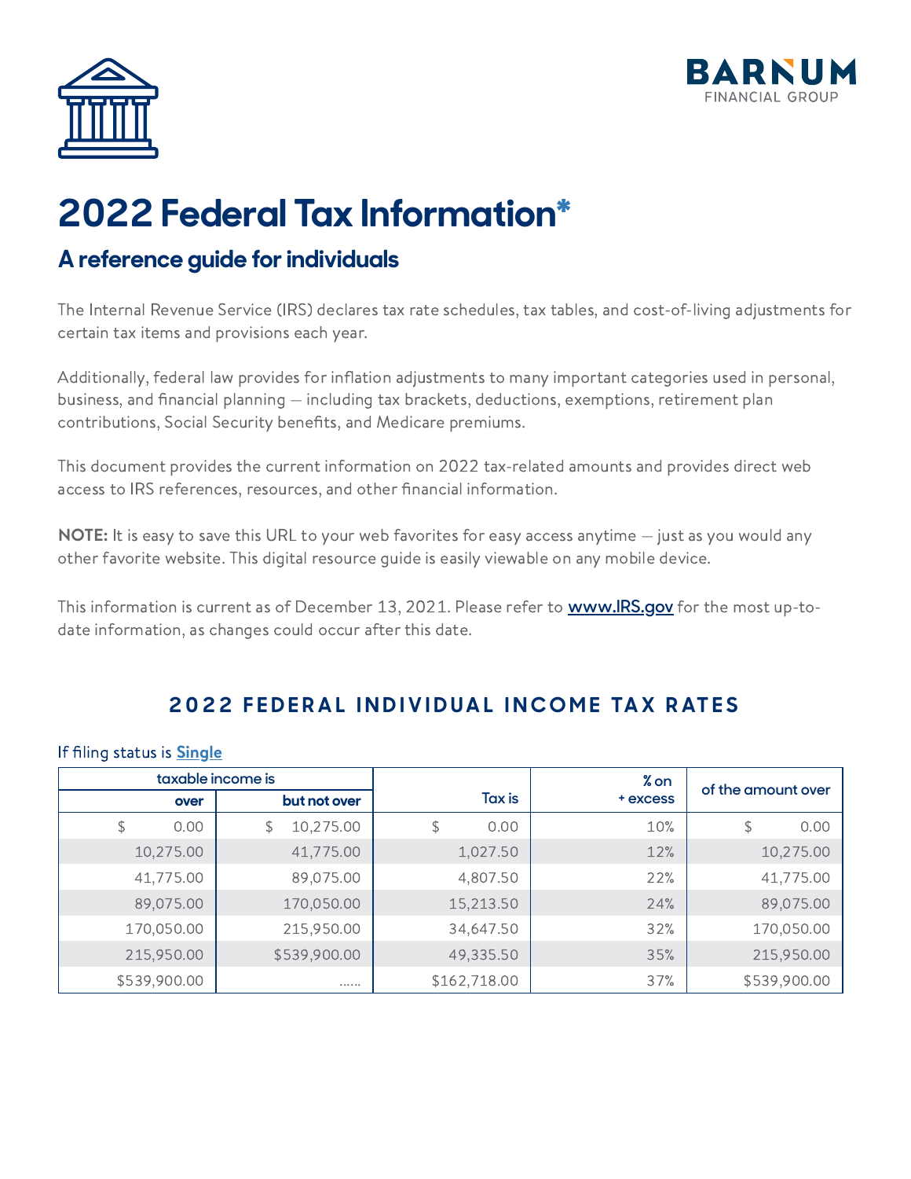# 2022 Federal Tax Information*

## A reference guide for individuals

The Internal Revenue Service (IRS) declares tax rate schedules, tax tables, and cost-of-living adjustments for certain tax items and provisions each year.

Additionally, federal law provides for inflation adjustments to many important categories used in personal, business, and financial planning — including tax brackets, deductions, exemptions, retirement plan contributions, Social Security benefits, and Medicare premiums.

This document provides the current information on 2022 tax-related amounts and provides direct web access to IRS references, resources, and other financial information.

**NOTE:** It is easy to save this URL to your web favorites for easy access anytime — just as you would any other favorite website. This digital resource guide is easily viewable on any mobile device.

This information is current as of December 13, 2021. Please refer to **www.IRS.gov** for the most up-to-date information, as changes could occur after this date.

## 2022 FEDERAL INDIVIDUAL INCOME TAX RATES

If filing status is **Single**

| taxable income is | | Tax is | % on + excess | of the amount over |
|---|---|---|---|---|
| over | but not over | | | |
| $ 0.00 | $ 10,275.00 | $ 0.00 | 10% | $ 0.00 |
| 10,275.00 | 41,775.00 | 1,027.50 | 12% | 10,275.00 |
| 41,775.00 | 89,075.00 | 4,807.50 | 22% | 41,775.00 |
| 89,075.00 | 170,050.00 | 15,213.50 | 24% | 89,075.00 |
| 170,050.00 | 215,950.00 | 34,647.50 | 32% | 170,050.00 |
| 215,950.00 | $539,900.00 | 49,335.50 | 35% | 215,950.00 |
| $539,900.00 | ...... | $162,718.00 | 37% | $539,900.00 |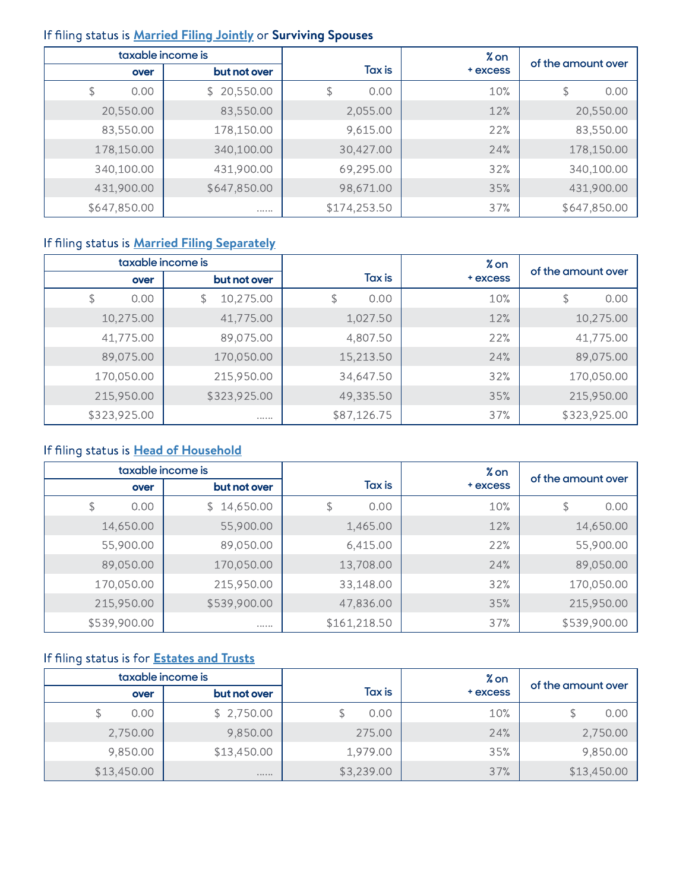If filing status is **Married Filing Jointly** or **Surviving Spouses**

| taxable income is | | Tax is | % on + excess | of the amount over |
|---|---|---|---|---|
| over | but not over | | | |
| $ 0.00 | $ 20,550.00 | $ 0.00 | 10% | $ 0.00 |
| 20,550.00 | 83,550.00 | 2,055.00 | 12% | 20,550.00 |
| 83,550.00 | 178,150.00 | 9,615.00 | 22% | 83,550.00 |
| 178,150.00 | 340,100.00 | 30,427.00 | 24% | 178,150.00 |
| 340,100.00 | 431,900.00 | 69,295.00 | 32% | 340,100.00 |
| 431,900.00 | $647,850.00 | 98,671.00 | 35% | 431,900.00 |
| $647,850.00 | ...... | $174,253.50 | 37% | $647,850.00 |

If filing status is **Married Filing Separately**

| taxable income is | | Tax is | % on + excess | of the amount over |
|---|---|---|---|---|
| over | but not over | | | |
| $ 0.00 | $ 10,275.00 | $ 0.00 | 10% | $ 0.00 |
| 10,275.00 | 41,775.00 | 1,027.50 | 12% | 10,275.00 |
| 41,775.00 | 89,075.00 | 4,807.50 | 22% | 41,775.00 |
| 89,075.00 | 170,050.00 | 15,213.50 | 24% | 89,075.00 |
| 170,050.00 | 215,950.00 | 34,647.50 | 32% | 170,050.00 |
| 215,950.00 | $323,925.00 | 49,335.50 | 35% | 215,950.00 |
| $323,925.00 | ...... | $87,126.75 | 37% | $323,925.00 |

If filing status is **Head of Household**

| taxable income is | | Tax is | % on + excess | of the amount over |
|---|---|---|---|---|
| over | but not over | | | |
| $ 0.00 | $ 14,650.00 | $ 0.00 | 10% | $ 0.00 |
| 14,650.00 | 55,900.00 | 1,465.00 | 12% | 14,650.00 |
| 55,900.00 | 89,050.00 | 6,415.00 | 22% | 55,900.00 |
| 89,050.00 | 170,050.00 | 13,708.00 | 24% | 89,050.00 |
| 170,050.00 | 215,950.00 | 33,148.00 | 32% | 170,050.00 |
| 215,950.00 | $539,900.00 | 47,836.00 | 35% | 215,950.00 |
| $539,900.00 | ...... | $161,218.50 | 37% | $539,900.00 |

If filing status is for **Estates and Trusts**

| taxable income is | | Tax is | % on + excess | of the amount over |
|---|---|---|---|---|
| over | but not over | | | |
| $ 0.00 | $ 2,750.00 | $ 0.00 | 10% | $ 0.00 |
| 2,750.00 | 9,850.00 | 275.00 | 24% | 2,750.00 |
| 9,850.00 | $13,450.00 | 1,979.00 | 35% | 9,850.00 |
| $13,450.00 | ...... | $3,239.00 | 37% | $13,450.00 |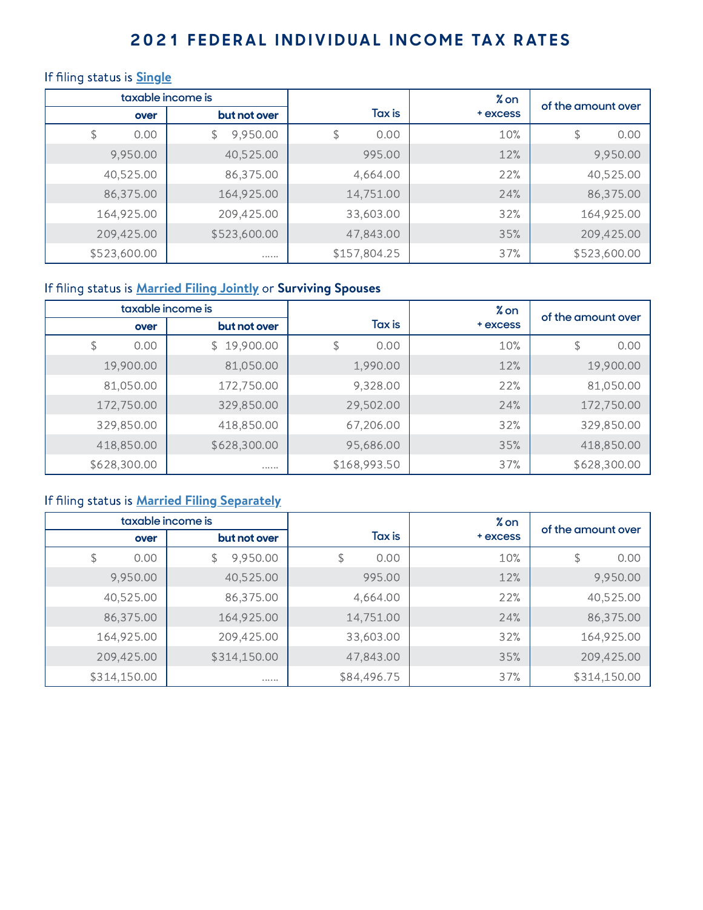# 2021 FEDERAL INDIVIDUAL INCOME TAX RATES

If filing status is **Single**

| taxable income is | | Tax is | % on + excess | of the amount over |
|---|---|---|---|---|
| **over** | **but not over** | | | |
| $ 0.00 | $ 9,950.00 | $ 0.00 | 10% | $ 0.00 |
| 9,950.00 | 40,525.00 | 995.00 | 12% | 9,950.00 |
| 40,525.00 | 86,375.00 | 4,664.00 | 22% | 40,525.00 |
| 86,375.00 | 164,925.00 | 14,751.00 | 24% | 86,375.00 |
| 164,925.00 | 209,425.00 | 33,603.00 | 32% | 164,925.00 |
| 209,425.00 | $523,600.00 | 47,843.00 | 35% | 209,425.00 |
| $523,600.00 | ...... | $157,804.25 | 37% | $523,600.00 |

If filing status is **Married Filing Jointly** or **Surviving Spouses**

| taxable income is | | Tax is | % on + excess | of the amount over |
|---|---|---|---|---|
| **over** | **but not over** | | | |
| $ 0.00 | $ 19,900.00 | $ 0.00 | 10% | $ 0.00 |
| 19,900.00 | 81,050.00 | 1,990.00 | 12% | 19,900.00 |
| 81,050.00 | 172,750.00 | 9,328.00 | 22% | 81,050.00 |
| 172,750.00 | 329,850.00 | 29,502.00 | 24% | 172,750.00 |
| 329,850.00 | 418,850.00 | 67,206.00 | 32% | 329,850.00 |
| 418,850.00 | $628,300.00 | 95,686.00 | 35% | 418,850.00 |
| $628,300.00 | ...... | $168,993.50 | 37% | $628,300.00 |

If filing status is **Married Filing Separately**

| taxable income is | | Tax is | % on + excess | of the amount over |
|---|---|---|---|---|
| **over** | **but not over** | | | |
| $ 0.00 | $ 9,950.00 | $ 0.00 | 10% | $ 0.00 |
| 9,950.00 | 40,525.00 | 995.00 | 12% | 9,950.00 |
| 40,525.00 | 86,375.00 | 4,664.00 | 22% | 40,525.00 |
| 86,375.00 | 164,925.00 | 14,751.00 | 24% | 86,375.00 |
| 164,925.00 | 209,425.00 | 33,603.00 | 32% | 164,925.00 |
| 209,425.00 | $314,150.00 | 47,843.00 | 35% | 209,425.00 |
| $314,150.00 | ...... | $84,496.75 | 37% | $314,150.00 |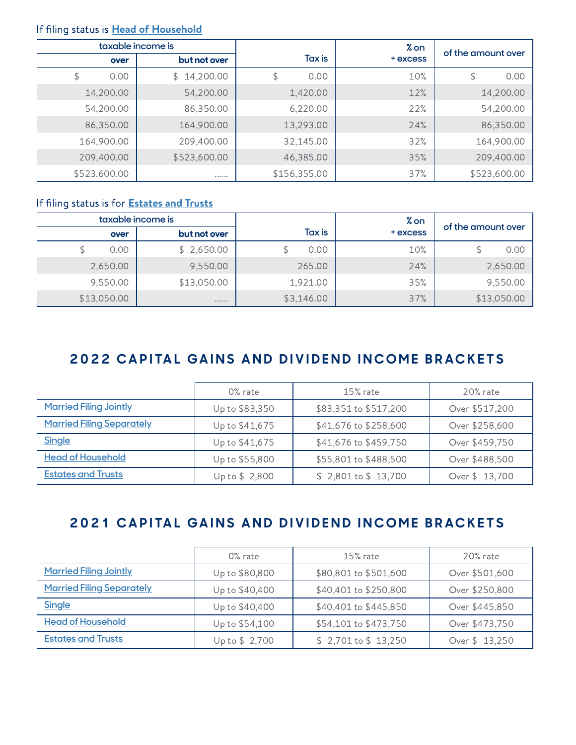If filing status is **Head of Household**

| taxable income is | | Tax is | % on + excess | of the amount over |
|---|---|---|---|---|
| over | but not over | | | |
| $ 0.00 | $ 14,200.00 | $ 0.00 | 10% | $ 0.00 |
| 14,200.00 | 54,200.00 | 1,420.00 | 12% | 14,200.00 |
| 54,200.00 | 86,350.00 | 6,220.00 | 22% | 54,200.00 |
| 86,350.00 | 164,900.00 | 13,293.00 | 24% | 86,350.00 |
| 164,900.00 | 209,400.00 | 32,145.00 | 32% | 164,900.00 |
| 209,400.00 | $523,600.00 | 46,385.00 | 35% | 209,400.00 |
| $523,600.00 | ...... | $156,355.00 | 37% | $523,600.00 |

If filing status is for **Estates and Trusts**

| taxable income is | | Tax is | % on + excess | of the amount over |
|---|---|---|---|---|
| over | but not over | | | |
| $ 0.00 | $ 2,650.00 | $ 0.00 | 10% | $ 0.00 |
| 2,650.00 | 9,550.00 | 265.00 | 24% | 2,650.00 |
| 9,550.00 | $13,050.00 | 1,921.00 | 35% | 9,550.00 |
| $13,050.00 | ...... | $3,146.00 | 37% | $13,050.00 |

## 2022 CAPITAL GAINS AND DIVIDEND INCOME BRACKETS

| | 0% rate | 15% rate | 20% rate |
|---|---|---|---|
| Married Filing Jointly | Up to $83,350 | $83,351 to $517,200 | Over $517,200 |
| Married Filing Separately | Up to $41,675 | $41,676 to $258,600 | Over $258,600 |
| Single | Up to $41,675 | $41,676 to $459,750 | Over $459,750 |
| Head of Household | Up to $55,800 | $55,801 to $488,500 | Over $488,500 |
| Estates and Trusts | Up to $ 2,800 | $ 2,801 to $ 13,700 | Over $ 13,700 |

## 2021 CAPITAL GAINS AND DIVIDEND INCOME BRACKETS

| | 0% rate | 15% rate | 20% rate |
|---|---|---|---|
| Married Filing Jointly | Up to $80,800 | $80,801 to $501,600 | Over $501,600 |
| Married Filing Separately | Up to $40,400 | $40,401 to $250,800 | Over $250,800 |
| Single | Up to $40,400 | $40,401 to $445,850 | Over $445,850 |
| Head of Household | Up to $54,100 | $54,101 to $473,750 | Over $473,750 |
| Estates and Trusts | Up to $ 2,700 | $ 2,701 to $ 13,250 | Over $ 13,250 |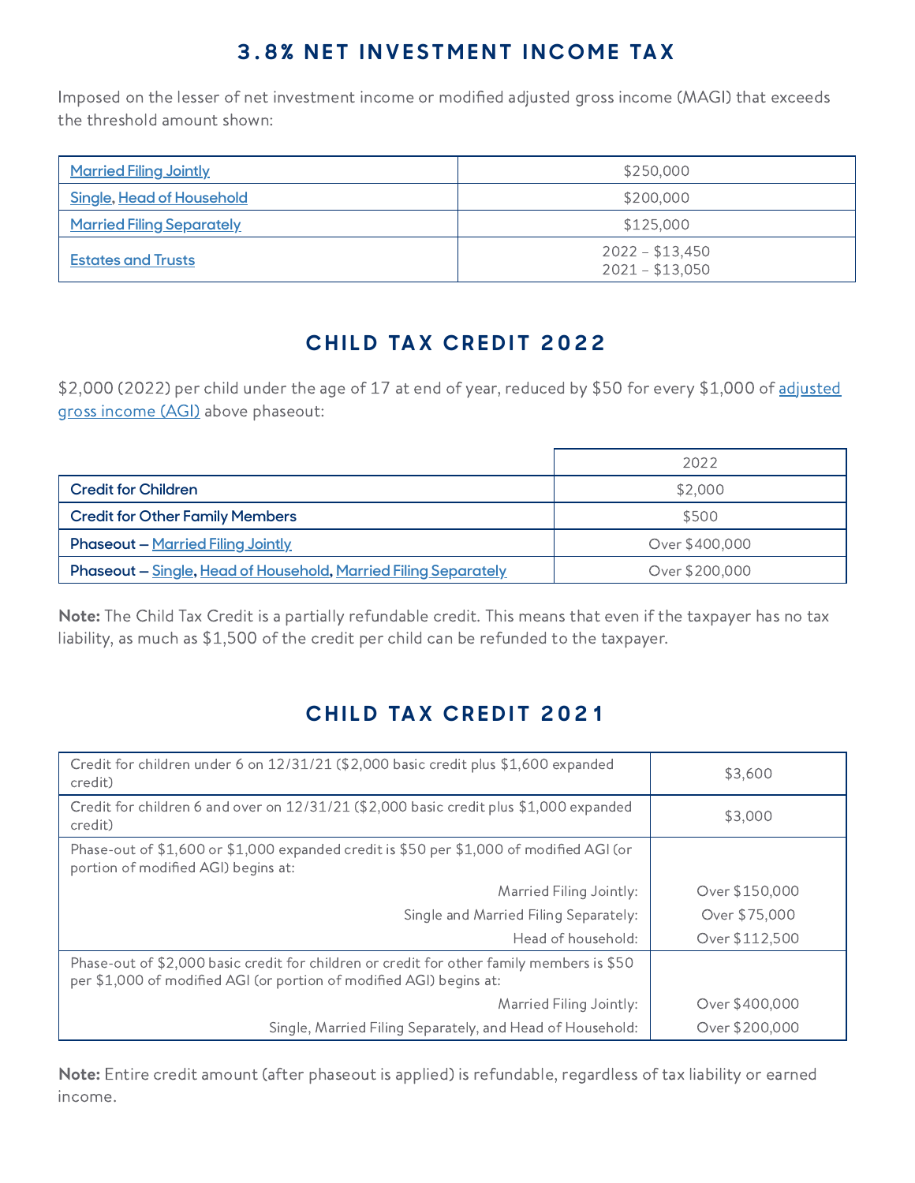## 3.8% NET INVESTMENT INCOME TAX

Imposed on the lesser of net investment income or modified adjusted gross income (MAGI) that exceeds the threshold amount shown:

| | |
|---|---|
| Married Filing Jointly | $250,000 |
| Single, Head of Household | $200,000 |
| Married Filing Separately | $125,000 |
| Estates and Trusts | 2022 – $13,450<br>2021 – $13,050 |

## CHILD TAX CREDIT 2022

$2,000 (2022) per child under the age of 17 at end of year, reduced by $50 for every $1,000 of adjusted gross income (AGI) above phaseout:

| | 2022 |
|---|---|
| **Credit for Children** | $2,000 |
| **Credit for Other Family Members** | $500 |
| **Phaseout – Married Filing Jointly** | Over $400,000 |
| **Phaseout – Single, Head of Household, Married Filing Separately** | Over $200,000 |

**Note:** The Child Tax Credit is a partially refundable credit. This means that even if the taxpayer has no tax liability, as much as $1,500 of the credit per child can be refunded to the taxpayer.

## CHILD TAX CREDIT 2021

| | |
|---|---|
| Credit for children under 6 on 12/31/21 ($2,000 basic credit plus $1,600 expanded credit) | $3,600 |
| Credit for children 6 and over on 12/31/21 ($2,000 basic credit plus $1,000 expanded credit) | $3,000 |
| Phase-out of $1,600 or $1,000 expanded credit is $50 per $1,000 of modified AGI (or portion of modified AGI) begins at: | |
| Married Filing Jointly: | Over $150,000 |
| Single and Married Filing Separately: | Over $75,000 |
| Head of household: | Over $112,500 |
| Phase-out of $2,000 basic credit for children or credit for other family members is $50 per $1,000 of modified AGI (or portion of modified AGI) begins at: | |
| Married Filing Jointly: | Over $400,000 |
| Single, Married Filing Separately, and Head of Household: | Over $200,000 |

**Note:** Entire credit amount (after phaseout is applied) is refundable, regardless of tax liability or earned income.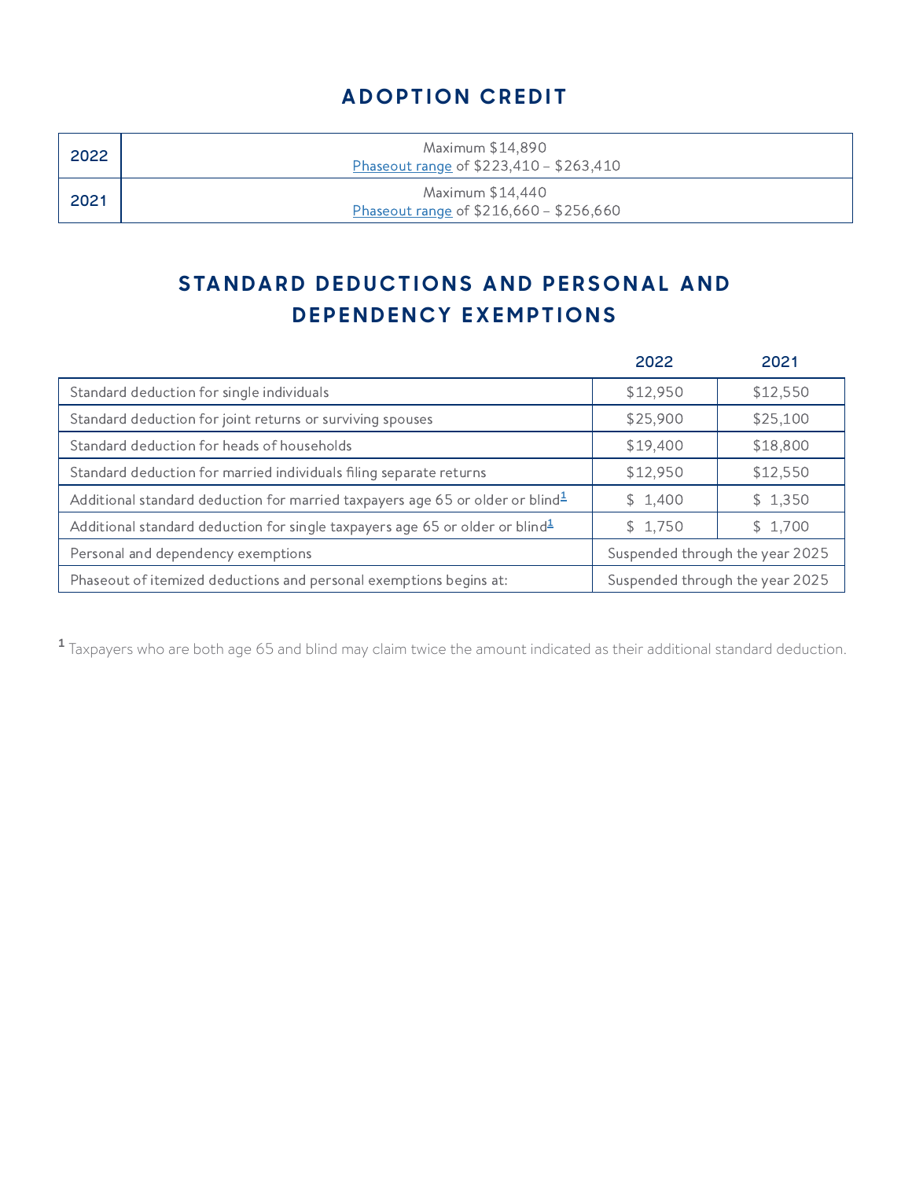## ADOPTION CREDIT

| | |
|---|---|
| 2022 | Maximum $14,890<br>Phaseout range of $223,410 – $263,410 |
| 2021 | Maximum $14,440<br>Phaseout range of $216,660 – $256,660 |

## STANDARD DEDUCTIONS AND PERSONAL AND DEPENDENCY EXEMPTIONS

| | 2022 | 2021 |
|---|---|---|
| Standard deduction for single individuals | $12,950 | $12,550 |
| Standard deduction for joint returns or surviving spouses | $25,900 | $25,100 |
| Standard deduction for heads of households | $19,400 | $18,800 |
| Standard deduction for married individuals filing separate returns | $12,950 | $12,550 |
| Additional standard deduction for married taxpayers age 65 or older or blind[1] | $ 1,400 | $ 1,350 |
| Additional standard deduction for single taxpayers age 65 or older or blind[1] | $ 1,750 | $ 1,700 |
| Personal and dependency exemptions | Suspended through the year 2025 | |
| Phaseout of itemized deductions and personal exemptions begins at: | Suspended through the year 2025 | |

[1] Taxpayers who are both age 65 and blind may claim twice the amount indicated as their additional standard deduction.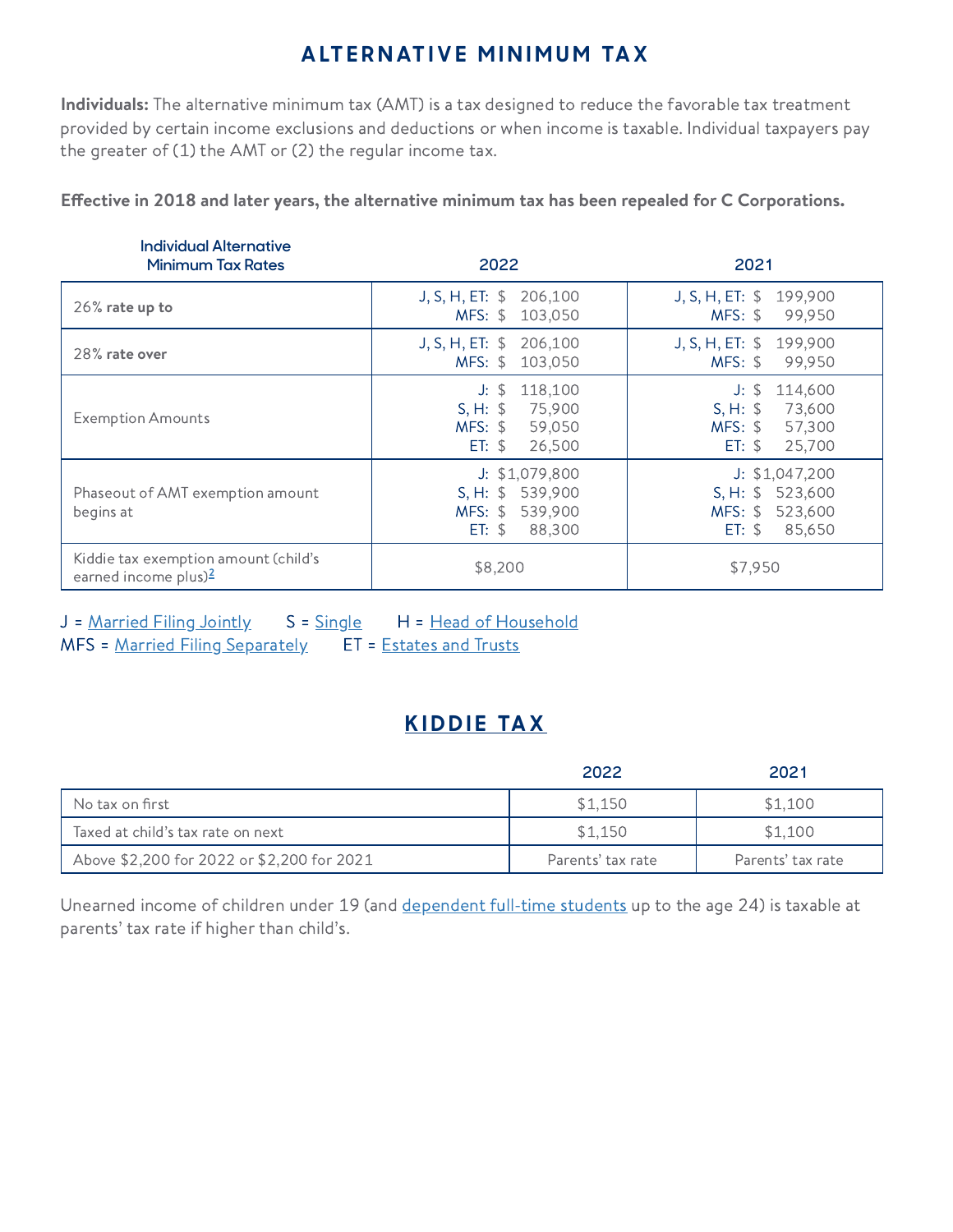# ALTERNATIVE MINIMUM TAX

**Individuals:** The alternative minimum tax (AMT) is a tax designed to reduce the favorable tax treatment provided by certain income exclusions and deductions or when income is taxable. Individual taxpayers pay the greater of (1) the AMT or (2) the regular income tax.

**Effective in 2018 and later years, the alternative minimum tax has been repealed for C Corporations.**

| Individual Alternative Minimum Tax Rates | 2022 | 2021 |
|---|---|---|
| 26% **rate up to** | J, S, H, ET: $ 206,100<br>MFS: $ 103,050 | J, S, H, ET: $ 199,900<br>MFS: $ 99,950 |
| 28% **rate over** | J, S, H, ET: $ 206,100<br>MFS: $ 103,050 | J, S, H, ET: $ 199,900<br>MFS: $ 99,950 |
| Exemption Amounts | J: $ 118,100<br>S, H: $ 75,900<br>MFS: $ 59,050<br>ET: $ 26,500 | J: $ 114,600<br>S, H: $ 73,600<br>MFS: $ 57,300<br>ET: $ 25,700 |
| Phaseout of AMT exemption amount begins at | J: $1,079,800<br>S, H: $ 539,900<br>MFS: $ 539,900<br>ET: $ 88,300 | J: $1,047,200<br>S, H: $ 523,600<br>MFS: $ 523,600<br>ET: $ 85,650 |
| Kiddie tax exemption amount (child's earned income plus)[2] | $8,200 | $7,950 |

J = Married Filing Jointly S = Single H = Head of Household
MFS = Married Filing Separately ET = Estates and Trusts

## KIDDIE TAX

| | 2022 | 2021 |
|---|---|---|
| No tax on first | $1,150 | $1,100 |
| Taxed at child's tax rate on next | $1,150 | $1,100 |
| Above $2,200 for 2022 or $2,200 for 2021 | Parents' tax rate | Parents' tax rate |

Unearned income of children under 19 (and dependent full-time students up to the age 24) is taxable at parents' tax rate if higher than child's.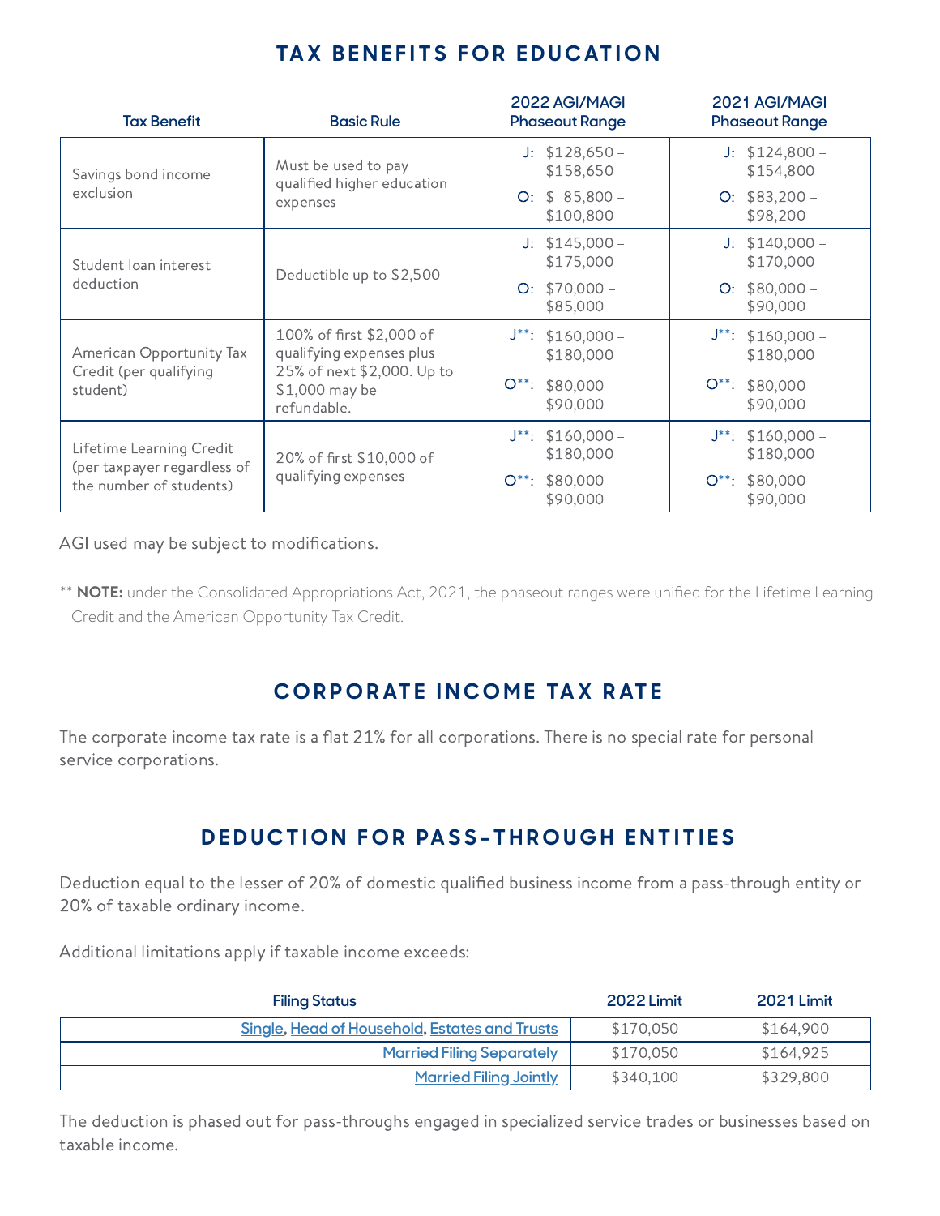## TAX BENEFITS FOR EDUCATION

| Tax Benefit | Basic Rule | 2022 AGI/MAGI Phaseout Range | 2021 AGI/MAGI Phaseout Range |
|---|---|---|---|
| Savings bond income exclusion | Must be used to pay qualified higher education expenses | J: $128,650 – $158,650<br>O: $ 85,800 – $100,800 | J: $124,800 – $154,800<br>O: $83,200 – $98,200 |
| Student loan interest deduction | Deductible up to $2,500 | J: $145,000 – $175,000<br>O: $70,000 – $85,000 | J: $140,000 – $170,000<br>O: $80,000 – $90,000 |
| American Opportunity Tax Credit (per qualifying student) | 100% of first $2,000 of qualifying expenses plus 25% of next $2,000. Up to $1,000 may be refundable. | J**: $160,000 – $180,000<br>O**: $80,000 – $90,000 | J**: $160,000 – $180,000<br>O**: $80,000 – $90,000 |
| Lifetime Learning Credit (per taxpayer regardless of the number of students) | 20% of first $10,000 of qualifying expenses | J**: $160,000 – $180,000<br>O**: $80,000 – $90,000 | J**: $160,000 – $180,000<br>O**: $80,000 – $90,000 |

AGI used may be subject to modifications.

** **NOTE:** under the Consolidated Appropriations Act, 2021, the phaseout ranges were unified for the Lifetime Learning Credit and the American Opportunity Tax Credit.

## CORPORATE INCOME TAX RATE

The corporate income tax rate is a flat 21% for all corporations. There is no special rate for personal service corporations.

## DEDUCTION FOR PASS-THROUGH ENTITIES

Deduction equal to the lesser of 20% of domestic qualified business income from a pass-through entity or 20% of taxable ordinary income.

Additional limitations apply if taxable income exceeds:

| Filing Status | 2022 Limit | 2021 Limit |
|---|---|---|
| Single, Head of Household, Estates and Trusts | $170,050 | $164,900 |
| Married Filing Separately | $170,050 | $164,925 |
| Married Filing Jointly | $340,100 | $329,800 |

The deduction is phased out for pass-throughs engaged in specialized service trades or businesses based on taxable income.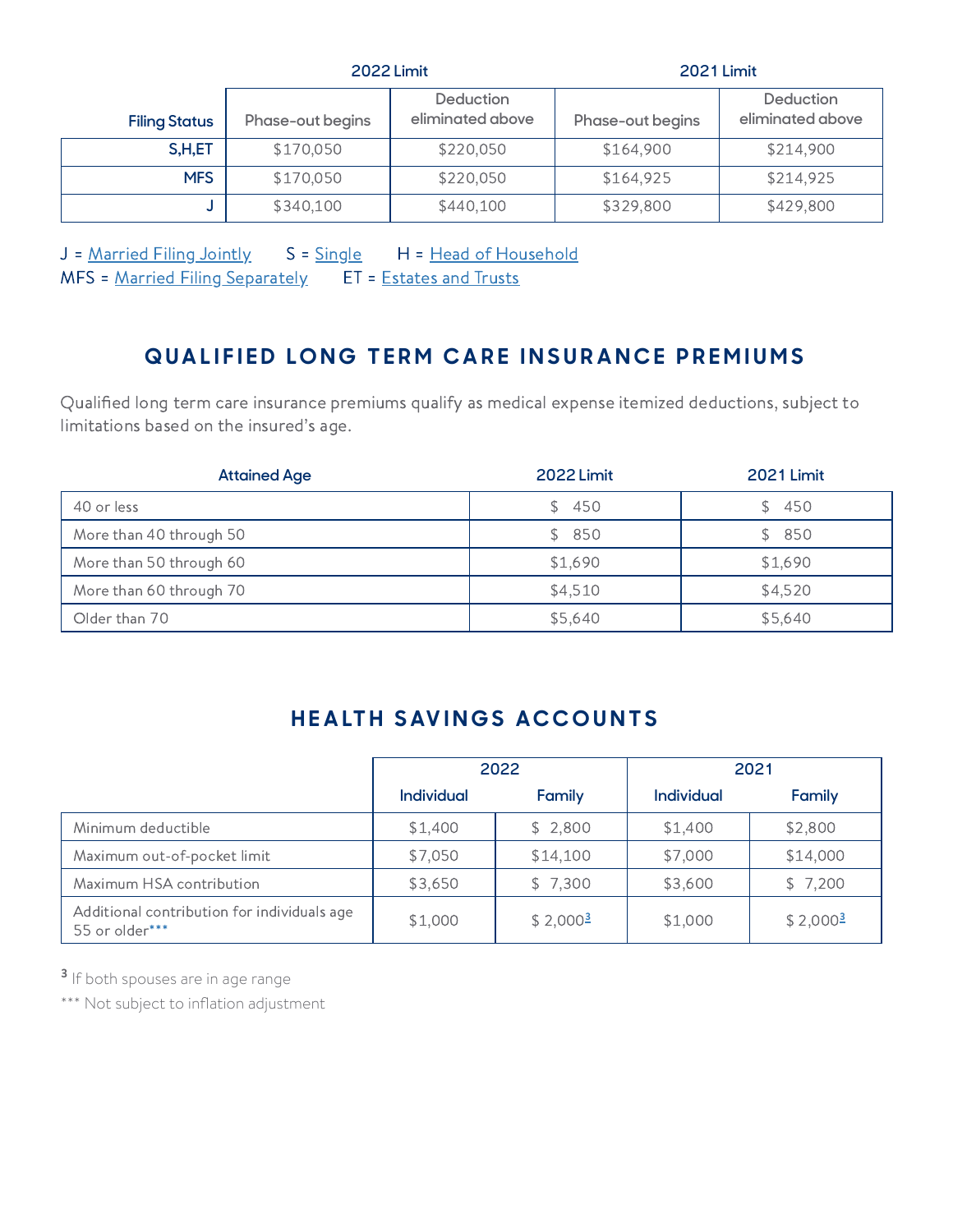| Filing Status | 2022 Limit | | 2021 Limit | |
|---|---|---|---|---|
| | Phase-out begins | Deduction eliminated above | Phase-out begins | Deduction eliminated above |
| S,H,ET | $170,050 | $220,050 | $164,900 | $214,900 |
| MFS | $170,050 | $220,050 | $164,925 | $214,925 |
| J | $340,100 | $440,100 | $329,800 | $429,800 |

J = Married Filing Jointly  S = Single  H = Head of Household
MFS = Married Filing Separately  ET = Estates and Trusts

## QUALIFIED LONG TERM CARE INSURANCE PREMIUMS

Qualified long term care insurance premiums qualify as medical expense itemized deductions, subject to limitations based on the insured's age.

| Attained Age | 2022 Limit | 2021 Limit |
|---|---|---|
| 40 or less | $ 450 | $ 450 |
| More than 40 through 50 | $ 850 | $ 850 |
| More than 50 through 60 | $1,690 | $1,690 |
| More than 60 through 70 | $4,510 | $4,520 |
| Older than 70 | $5,640 | $5,640 |

## HEALTH SAVINGS ACCOUNTS

| | 2022 | | 2021 | |
|---|---|---|---|---|
| | Individual | Family | Individual | Family |
| Minimum deductible | $1,400 | $ 2,800 | $1,400 | $2,800 |
| Maximum out-of-pocket limit | $7,050 | $14,100 | $7,000 | $14,000 |
| Maximum HSA contribution | $3,650 | $ 7,300 | $3,600 | $ 7,200 |
| Additional contribution for individuals age 55 or older*** | $1,000 | $ 2,000[3] | $1,000 | $ 2,000[3] |

[3] If both spouses are in age range

*** Not subject to inflation adjustment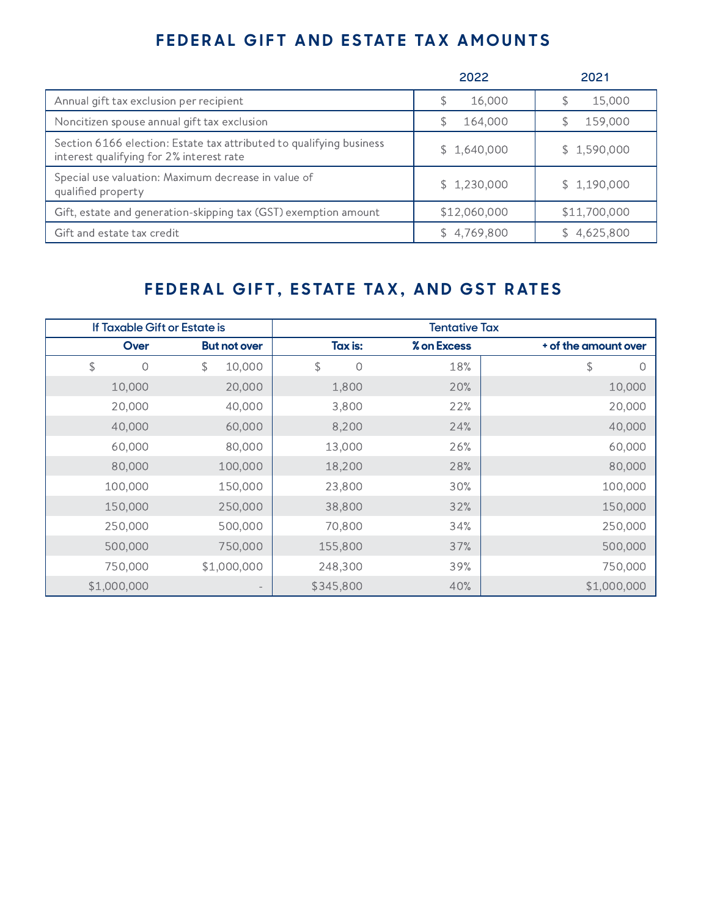## FEDERAL GIFT AND ESTATE TAX AMOUNTS

| | 2022 | 2021 |
|---|---|---|
| Annual gift tax exclusion per recipient | $ 16,000 | $ 15,000 |
| Noncitizen spouse annual gift tax exclusion | $ 164,000 | $ 159,000 |
| Section 6166 election: Estate tax attributed to qualifying business interest qualifying for 2% interest rate | $ 1,640,000 | $ 1,590,000 |
| Special use valuation: Maximum decrease in value of qualified property | $ 1,230,000 | $ 1,190,000 |
| Gift, estate and generation-skipping tax (GST) exemption amount | $12,060,000 | $11,700,000 |
| Gift and estate tax credit | $ 4,769,800 | $ 4,625,800 |

## FEDERAL GIFT, ESTATE TAX, AND GST RATES

| If Taxable Gift or Estate is | | Tentative Tax | | |
|---|---|---|---|---|
| **Over** | **But not over** | **Tax is:** | **% on Excess** | **+ of the amount over** |
| $ 0 | $ 10,000 | $ 0 | 18% | $ 0 |
| 10,000 | 20,000 | 1,800 | 20% | 10,000 |
| 20,000 | 40,000 | 3,800 | 22% | 20,000 |
| 40,000 | 60,000 | 8,200 | 24% | 40,000 |
| 60,000 | 80,000 | 13,000 | 26% | 60,000 |
| 80,000 | 100,000 | 18,200 | 28% | 80,000 |
| 100,000 | 150,000 | 23,800 | 30% | 100,000 |
| 150,000 | 250,000 | 38,800 | 32% | 150,000 |
| 250,000 | 500,000 | 70,800 | 34% | 250,000 |
| 500,000 | 750,000 | 155,800 | 37% | 500,000 |
| 750,000 | $1,000,000 | 248,300 | 39% | 750,000 |
| $1,000,000 | - | $345,800 | 40% | $1,000,000 |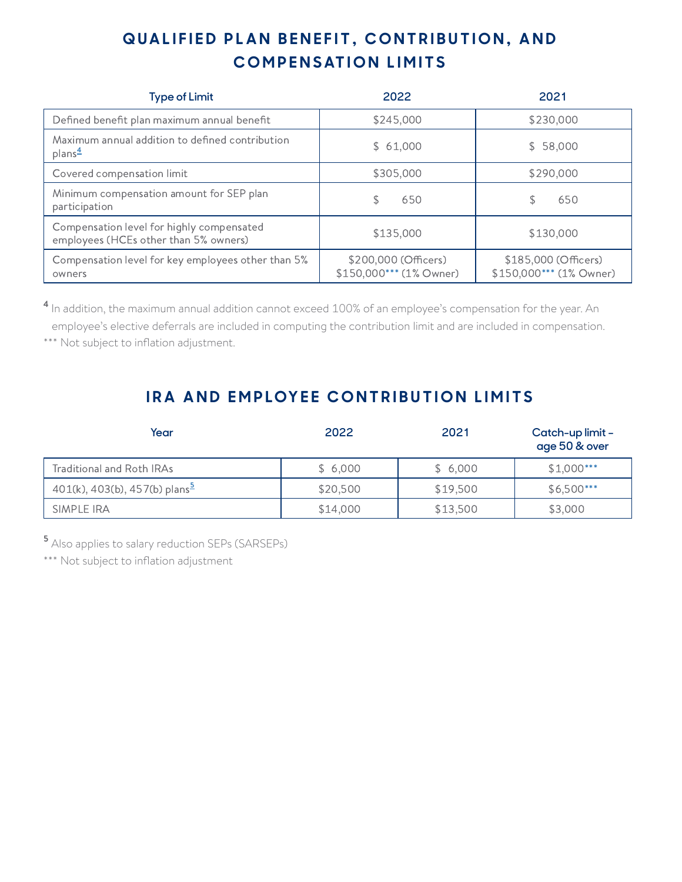## QUALIFIED PLAN BENEFIT, CONTRIBUTION, AND COMPENSATION LIMITS

| Type of Limit | 2022 | 2021 |
|---|---|---|
| Defined benefit plan maximum annual benefit | $245,000 | $230,000 |
| Maximum annual addition to defined contribution plans[4] | $ 61,000 | $ 58,000 |
| Covered compensation limit | $305,000 | $290,000 |
| Minimum compensation amount for SEP plan participation | $ 650 | $ 650 |
| Compensation level for highly compensated employees (HCEs other than 5% owners) | $135,000 | $130,000 |
| Compensation level for key employees other than 5% owners | $200,000 (Officers) $150,000*** (1% Owner) | $185,000 (Officers) $150,000*** (1% Owner) |

[4] In addition, the maximum annual addition cannot exceed 100% of an employee's compensation for the year. An employee's elective deferrals are included in computing the contribution limit and are included in compensation.

*** Not subject to inflation adjustment.

## IRA AND EMPLOYEE CONTRIBUTION LIMITS

| Year | 2022 | 2021 | Catch-up limit – age 50 & over |
|---|---|---|---|
| Traditional and Roth IRAs | $ 6,000 | $ 6,000 | $1,000*** |
| 401(k), 403(b), 457(b) plans[5] | $20,500 | $19,500 | $6,500*** |
| SIMPLE IRA | $14,000 | $13,500 | $3,000 |

[5] Also applies to salary reduction SEPs (SARSEPs)

*** Not subject to inflation adjustment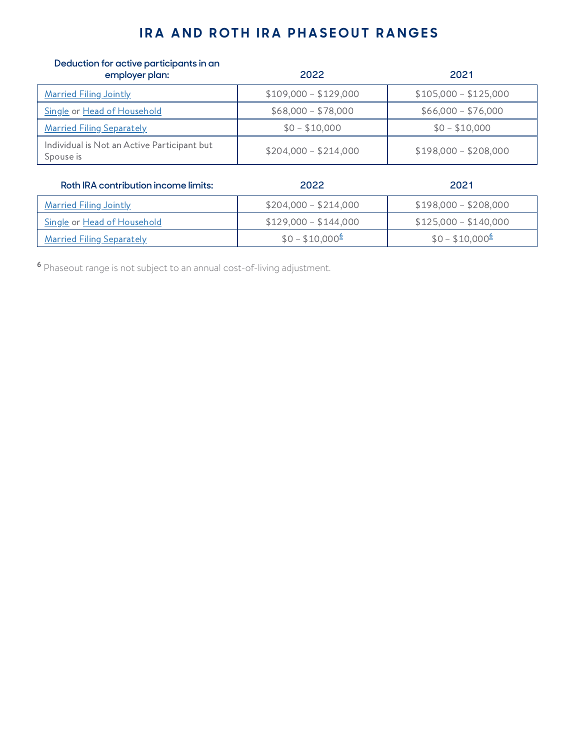# IRA AND ROTH IRA PHASEOUT RANGES

| Deduction for active participants in an employer plan: | 2022 | 2021 |
|---|---|---|
| Married Filing Jointly | $109,000 – $129,000 | $105,000 – $125,000 |
| Single or Head of Household | $68,000 – $78,000 | $66,000 – $76,000 |
| Married Filing Separately | $0 – $10,000 | $0 – $10,000 |
| Individual is Not an Active Participant but Spouse is | $204,000 – $214,000 | $198,000 – $208,000 |

| Roth IRA contribution income limits: | 2022 | 2021 |
|---|---|---|
| Married Filing Jointly | $204,000 – $214,000 | $198,000 – $208,000 |
| Single or Head of Household | $129,000 – $144,000 | $125,000 – $140,000 |
| Married Filing Separately | $0 – $10,000[6] | $0 – $10,000[6] |

[6] Phaseout range is not subject to an annual cost-of-living adjustment.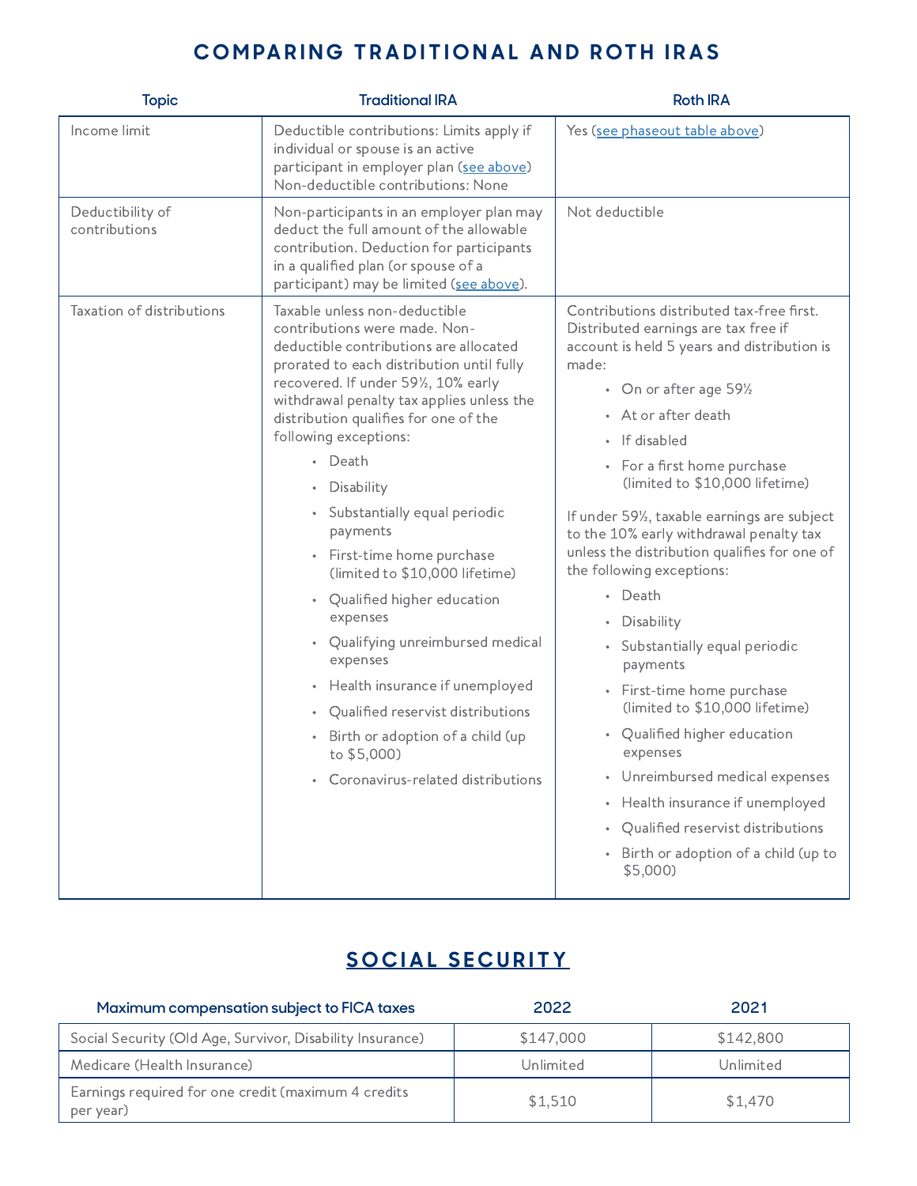## COMPARING TRADITIONAL AND ROTH IRAS

| Topic | Traditional IRA | Roth IRA |
|---|---|---|
| Income limit | Deductible contributions: Limits apply if individual or spouse is an active participant in employer plan (see above)<br>Non-deductible contributions: None | Yes (see phaseout table above) |
| Deductibility of contributions | Non-participants in an employer plan may deduct the full amount of the allowable contribution. Deduction for participants in a qualified plan (or spouse of a participant) may be limited (see above). | Not deductible |
| Taxation of distributions | Taxable unless non-deductible contributions were made. Non-deductible contributions are allocated prorated to each distribution until fully recovered. If under 59½, 10% early withdrawal penalty tax applies unless the distribution qualifies for one of the following exceptions:<br>• Death<br>• Disability<br>• Substantially equal periodic payments<br>• First-time home purchase (limited to $10,000 lifetime)<br>• Qualified higher education expenses<br>• Qualifying unreimbursed medical expenses<br>• Health insurance if unemployed<br>• Qualified reservist distributions<br>• Birth or adoption of a child (up to $5,000)<br>• Coronavirus-related distributions | Contributions distributed tax-free first. Distributed earnings are tax free if account is held 5 years and distribution is made:<br>• On or after age 59½<br>• At or after death<br>• If disabled<br>• For a first home purchase (limited to $10,000 lifetime)<br><br>If under 59½, taxable earnings are subject to the 10% early withdrawal penalty tax unless the distribution qualifies for one of the following exceptions:<br>• Death<br>• Disability<br>• Substantially equal periodic payments<br>• First-time home purchase (limited to $10,000 lifetime)<br>• Qualified higher education expenses<br>• Unreimbursed medical expenses<br>• Health insurance if unemployed<br>• Qualified reservist distributions<br>• Birth or adoption of a child (up to $5,000) |

## SOCIAL SECURITY

| Maximum compensation subject to FICA taxes | 2022 | 2021 |
|---|---|---|
| Social Security (Old Age, Survivor, Disability Insurance) | $147,000 | $142,800 |
| Medicare (Health Insurance) | Unlimited | Unlimited |
| Earnings required for one credit (maximum 4 credits per year) | $1,510 | $1,470 |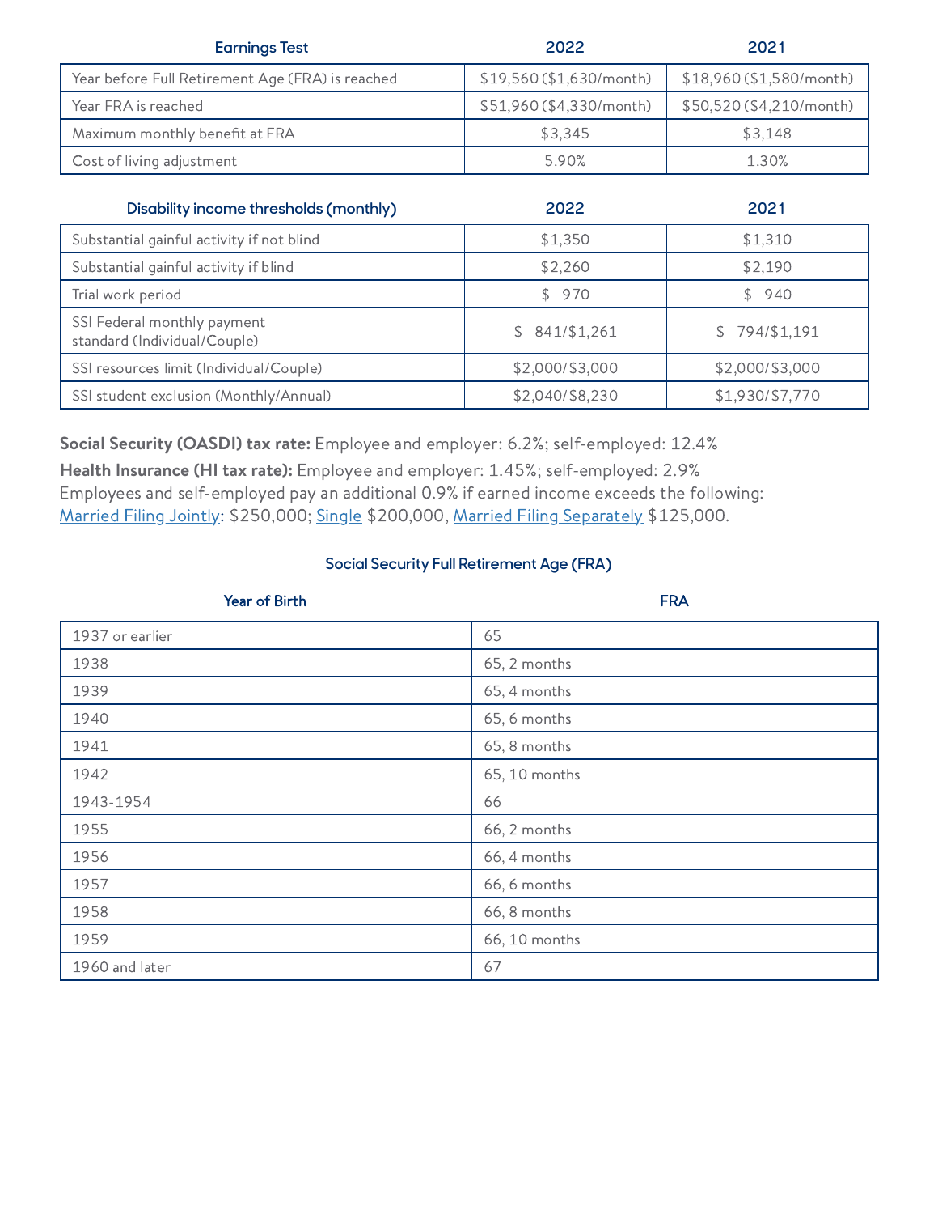| Earnings Test | 2022 | 2021 |
| --- | --- | --- |
| Year before Full Retirement Age (FRA) is reached | $19,560 ($1,630/month) | $18,960 ($1,580/month) |
| Year FRA is reached | $51,960 ($4,330/month) | $50,520 ($4,210/month) |
| Maximum monthly benefit at FRA | $3,345 | $3,148 |
| Cost of living adjustment | 5.90% | 1.30% |

| Disability income thresholds (monthly) | 2022 | 2021 |
| --- | --- | --- |
| Substantial gainful activity if not blind | $1,350 | $1,310 |
| Substantial gainful activity if blind | $2,260 | $2,190 |
| Trial work period | $ 970 | $ 940 |
| SSI Federal monthly payment standard (Individual/Couple) | $ 841/$1,261 | $ 794/$1,191 |
| SSI resources limit (Individual/Couple) | $2,000/$3,000 | $2,000/$3,000 |
| SSI student exclusion (Monthly/Annual) | $2,040/$8,230 | $1,930/$7,770 |

**Social Security (OASDI) tax rate:** Employee and employer: 6.2%; self-employed: 12.4%

**Health Insurance (HI tax rate):** Employee and employer: 1.45%; self-employed: 2.9%
Employees and self-employed pay an additional 0.9% if earned income exceeds the following:
Married Filing Jointly: $250,000; Single $200,000, Married Filing Separately $125,000.

### Social Security Full Retirement Age (FRA)

| Year of Birth | FRA |
| --- | --- |
| 1937 or earlier | 65 |
| 1938 | 65, 2 months |
| 1939 | 65, 4 months |
| 1940 | 65, 6 months |
| 1941 | 65, 8 months |
| 1942 | 65, 10 months |
| 1943-1954 | 66 |
| 1955 | 66, 2 months |
| 1956 | 66, 4 months |
| 1957 | 66, 6 months |
| 1958 | 66, 8 months |
| 1959 | 66, 10 months |
| 1960 and later | 67 |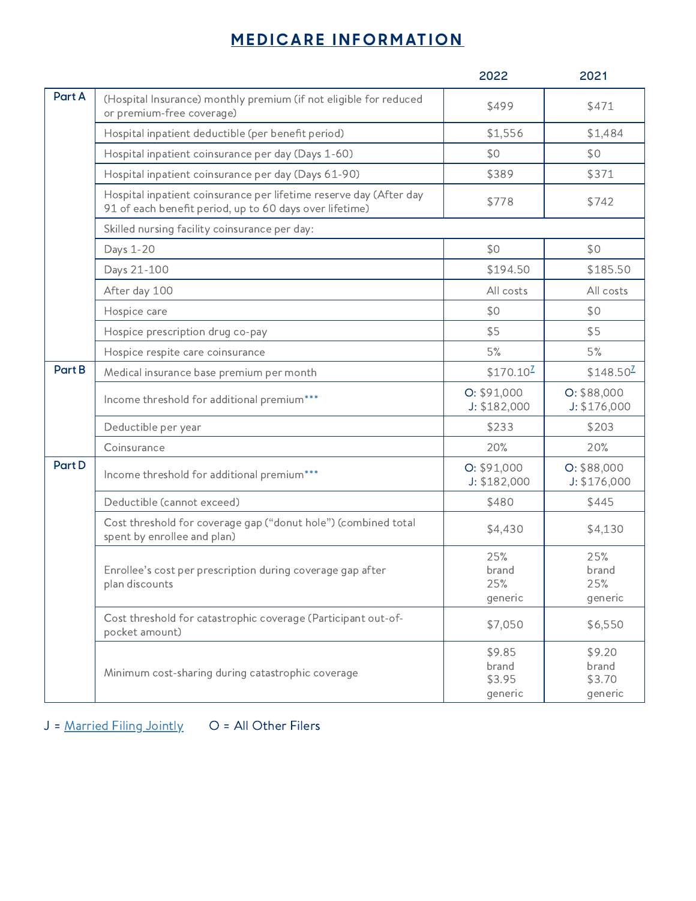# MEDICARE INFORMATION

| | | 2022 | 2021 |
|---|---|---|---|
| Part A | (Hospital Insurance) monthly premium (if not eligible for reduced or premium-free coverage) | $499 | $471 |
| | Hospital inpatient deductible (per benefit period) | $1,556 | $1,484 |
| | Hospital inpatient coinsurance per day (Days 1-60) | $0 | $0 |
| | Hospital inpatient coinsurance per day (Days 61-90) | $389 | $371 |
| | Hospital inpatient coinsurance per lifetime reserve day (After day 91 of each benefit period, up to 60 days over lifetime) | $778 | $742 |
| | Skilled nursing facility coinsurance per day: | | |
| | Days 1-20 | $0 | $0 |
| | Days 21-100 | $194.50 | $185.50 |
| | After day 100 | All costs | All costs |
| | Hospice care | $0 | $0 |
| | Hospice prescription drug co-pay | $5 | $5 |
| | Hospice respite care coinsurance | 5% | 5% |
| Part B | Medical insurance base premium per month | $170.10[7] | $148.50[7] |
| | Income threshold for additional premium*** | O: $91,000 J: $182,000 | O: $88,000 J: $176,000 |
| | Deductible per year | $233 | $203 |
| | Coinsurance | 20% | 20% |
| Part D | Income threshold for additional premium*** | O: $91,000 J: $182,000 | O: $88,000 J: $176,000 |
| | Deductible (cannot exceed) | $480 | $445 |
| | Cost threshold for coverage gap ("donut hole") (combined total spent by enrollee and plan) | $4,430 | $4,130 |
| | Enrollee's cost per prescription during coverage gap after plan discounts | 25% brand 25% generic | 25% brand 25% generic |
| | Cost threshold for catastrophic coverage (Participant out-of-pocket amount) | $7,050 | $6,550 |
| | Minimum cost-sharing during catastrophic coverage | $9.85 brand $3.95 generic | $9.20 brand $3.70 generic |

J = Married Filing Jointly      O = All Other Filers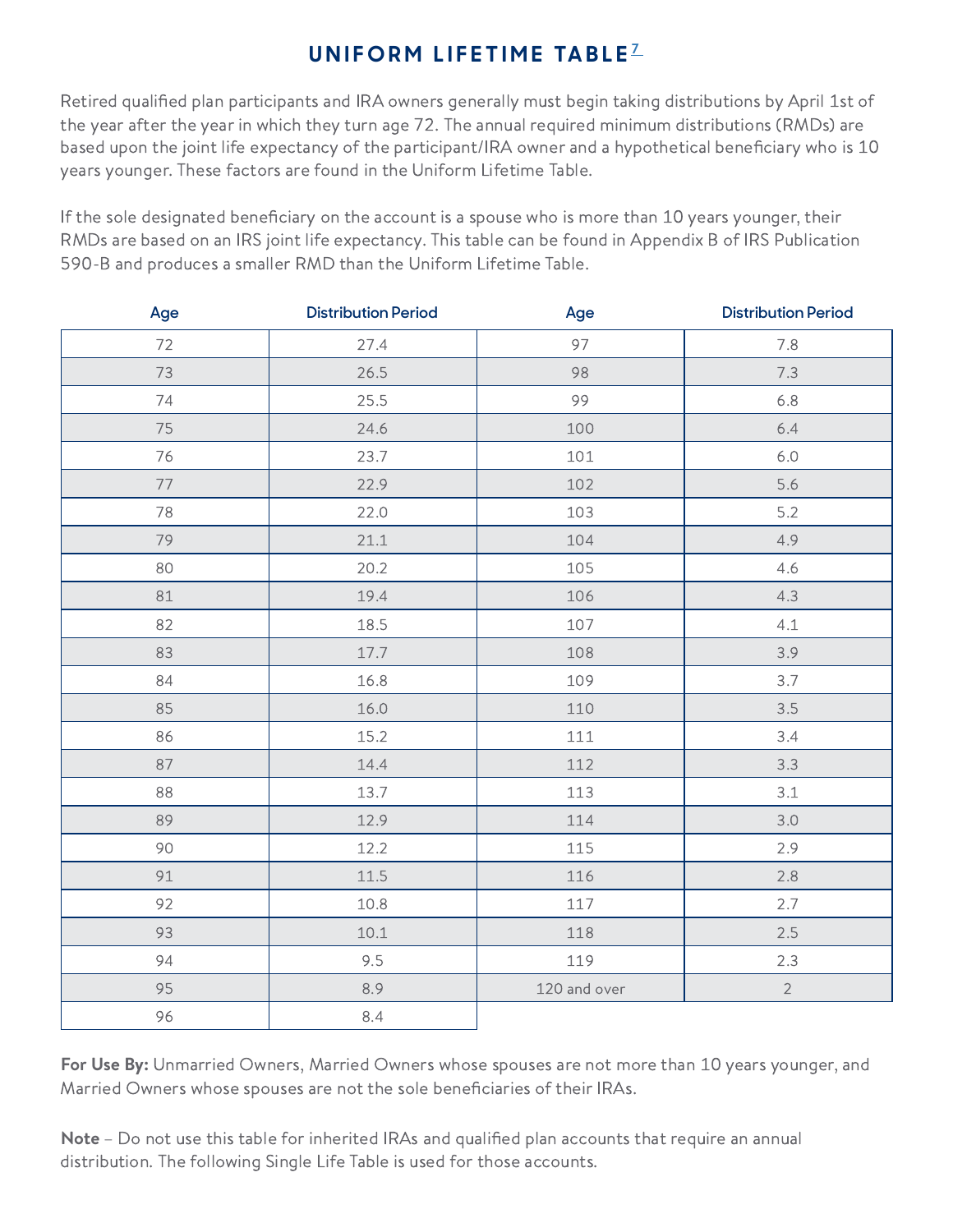# UNIFORM LIFETIME TABLE[7]

Retired qualified plan participants and IRA owners generally must begin taking distributions by April 1st of the year after the year in which they turn age 72. The annual required minimum distributions (RMDs) are based upon the joint life expectancy of the participant/IRA owner and a hypothetical beneficiary who is 10 years younger. These factors are found in the Uniform Lifetime Table.

If the sole designated beneficiary on the account is a spouse who is more than 10 years younger, their RMDs are based on an IRS joint life expectancy. This table can be found in Appendix B of IRS Publication 590-B and produces a smaller RMD than the Uniform Lifetime Table.

| Age | Distribution Period | Age | Distribution Period |
|---|---|---|---|
| 72 | 27.4 | 97 | 7.8 |
| 73 | 26.5 | 98 | 7.3 |
| 74 | 25.5 | 99 | 6.8 |
| 75 | 24.6 | 100 | 6.4 |
| 76 | 23.7 | 101 | 6.0 |
| 77 | 22.9 | 102 | 5.6 |
| 78 | 22.0 | 103 | 5.2 |
| 79 | 21.1 | 104 | 4.9 |
| 80 | 20.2 | 105 | 4.6 |
| 81 | 19.4 | 106 | 4.3 |
| 82 | 18.5 | 107 | 4.1 |
| 83 | 17.7 | 108 | 3.9 |
| 84 | 16.8 | 109 | 3.7 |
| 85 | 16.0 | 110 | 3.5 |
| 86 | 15.2 | 111 | 3.4 |
| 87 | 14.4 | 112 | 3.3 |
| 88 | 13.7 | 113 | 3.1 |
| 89 | 12.9 | 114 | 3.0 |
| 90 | 12.2 | 115 | 2.9 |
| 91 | 11.5 | 116 | 2.8 |
| 92 | 10.8 | 117 | 2.7 |
| 93 | 10.1 | 118 | 2.5 |
| 94 | 9.5 | 119 | 2.3 |
| 95 | 8.9 | 120 and over | 2 |
| 96 | 8.4 | | |

**For Use By:** Unmarried Owners, Married Owners whose spouses are not more than 10 years younger, and Married Owners whose spouses are not the sole beneficiaries of their IRAs.

**Note** – Do not use this table for inherited IRAs and qualified plan accounts that require an annual distribution. The following Single Life Table is used for those accounts.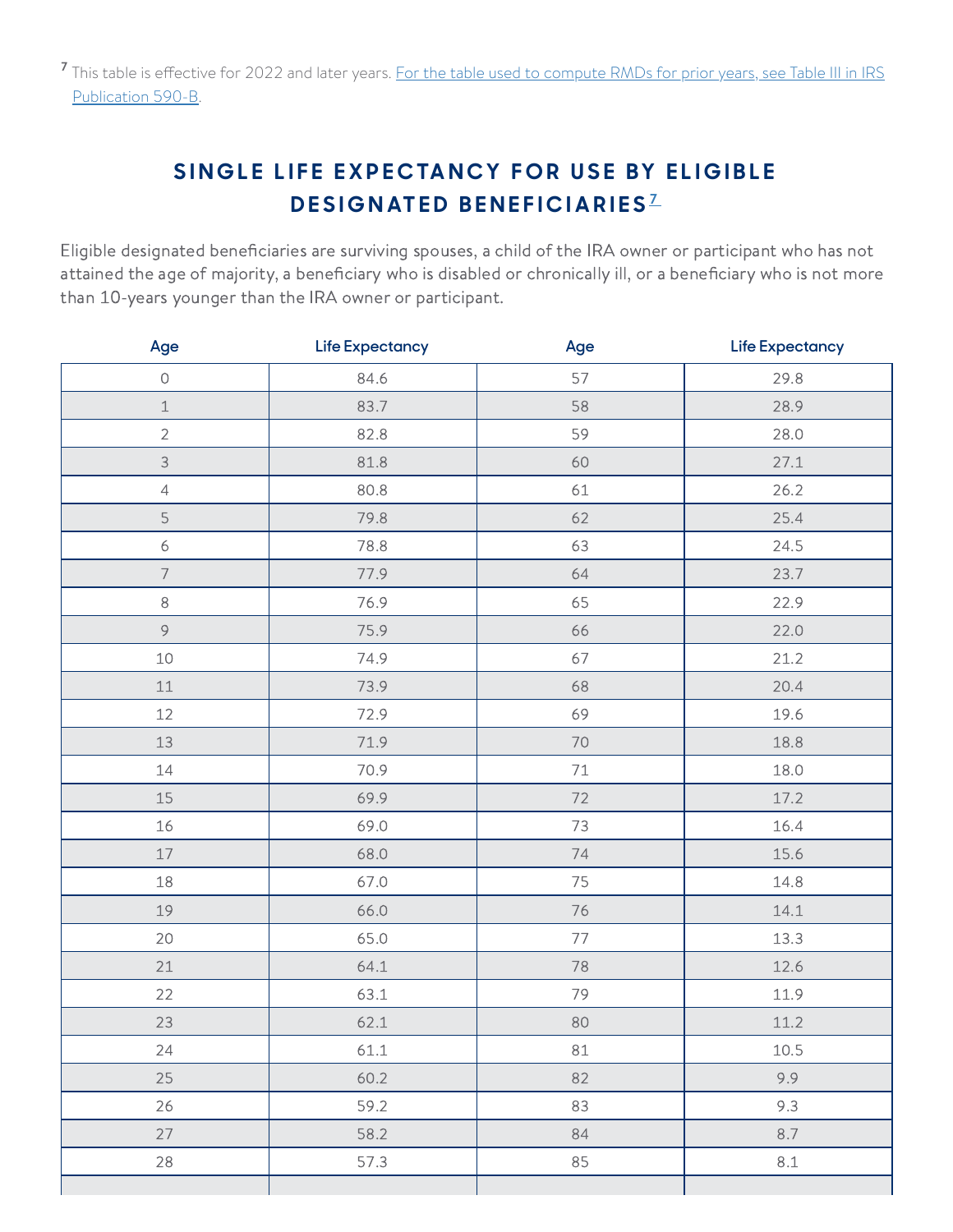[7] This table is effective for 2022 and later years. For the table used to compute RMDs for prior years, see Table III in IRS Publication 590-B.

## SINGLE LIFE EXPECTANCY FOR USE BY ELIGIBLE DESIGNATED BENEFICIARIES[7]

Eligible designated beneficiaries are surviving spouses, a child of the IRA owner or participant who has not attained the age of majority, a beneficiary who is disabled or chronically ill, or a beneficiary who is not more than 10-years younger than the IRA owner or participant.

| Age | Life Expectancy | Age | Life Expectancy |
|---|---|---|---|
| 0 | 84.6 | 57 | 29.8 |
| 1 | 83.7 | 58 | 28.9 |
| 2 | 82.8 | 59 | 28.0 |
| 3 | 81.8 | 60 | 27.1 |
| 4 | 80.8 | 61 | 26.2 |
| 5 | 79.8 | 62 | 25.4 |
| 6 | 78.8 | 63 | 24.5 |
| 7 | 77.9 | 64 | 23.7 |
| 8 | 76.9 | 65 | 22.9 |
| 9 | 75.9 | 66 | 22.0 |
| 10 | 74.9 | 67 | 21.2 |
| 11 | 73.9 | 68 | 20.4 |
| 12 | 72.9 | 69 | 19.6 |
| 13 | 71.9 | 70 | 18.8 |
| 14 | 70.9 | 71 | 18.0 |
| 15 | 69.9 | 72 | 17.2 |
| 16 | 69.0 | 73 | 16.4 |
| 17 | 68.0 | 74 | 15.6 |
| 18 | 67.0 | 75 | 14.8 |
| 19 | 66.0 | 76 | 14.1 |
| 20 | 65.0 | 77 | 13.3 |
| 21 | 64.1 | 78 | 12.6 |
| 22 | 63.1 | 79 | 11.9 |
| 23 | 62.1 | 80 | 11.2 |
| 24 | 61.1 | 81 | 10.5 |
| 25 | 60.2 | 82 | 9.9 |
| 26 | 59.2 | 83 | 9.3 |
| 27 | 58.2 | 84 | 8.7 |
| 28 | 57.3 | 85 | 8.1 |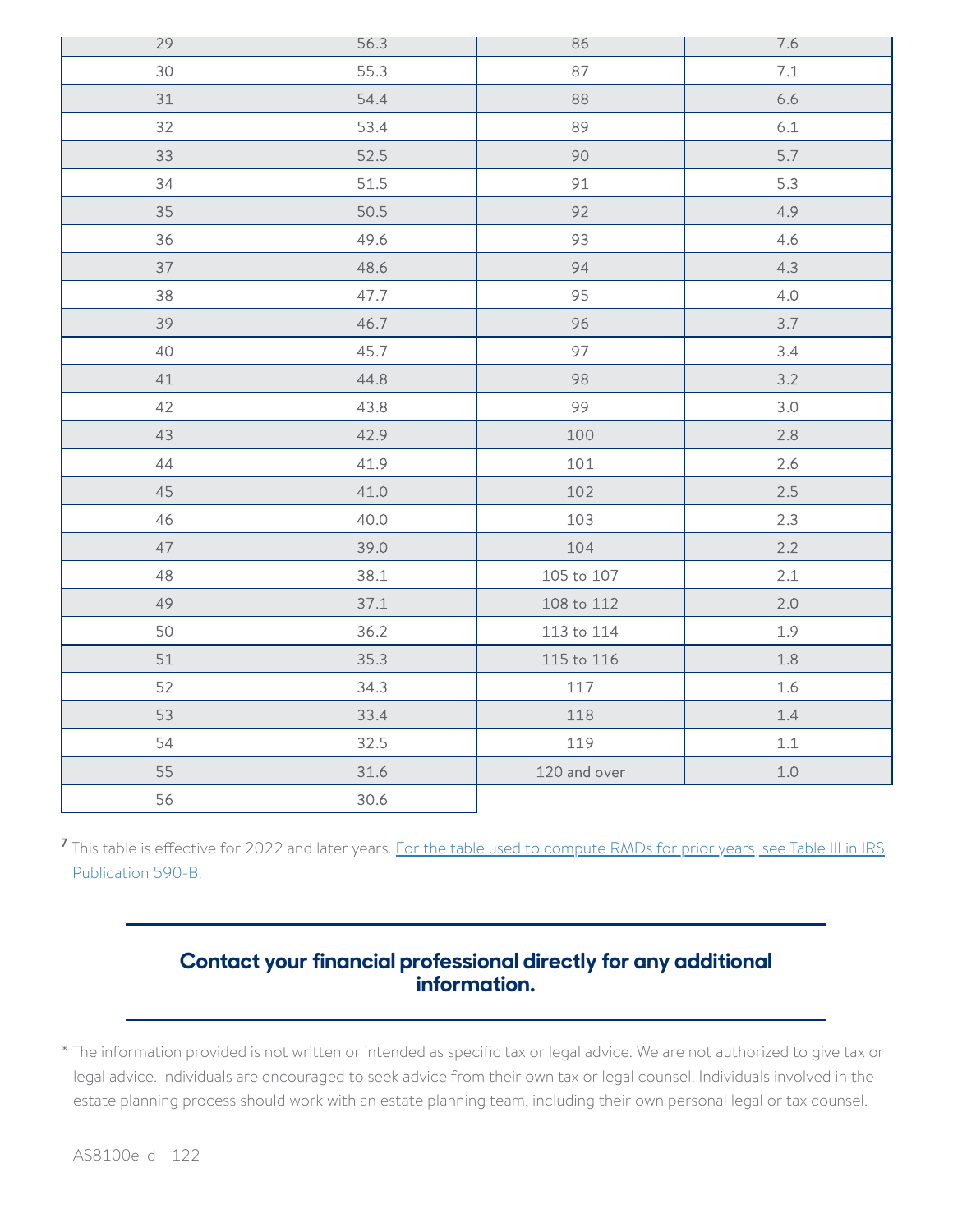| | | | |
|---|---|---|---|
| 29 | 56.3 | 86 | 7.6 |
| 30 | 55.3 | 87 | 7.1 |
| 31 | 54.4 | 88 | 6.6 |
| 32 | 53.4 | 89 | 6.1 |
| 33 | 52.5 | 90 | 5.7 |
| 34 | 51.5 | 91 | 5.3 |
| 35 | 50.5 | 92 | 4.9 |
| 36 | 49.6 | 93 | 4.6 |
| 37 | 48.6 | 94 | 4.3 |
| 38 | 47.7 | 95 | 4.0 |
| 39 | 46.7 | 96 | 3.7 |
| 40 | 45.7 | 97 | 3.4 |
| 41 | 44.8 | 98 | 3.2 |
| 42 | 43.8 | 99 | 3.0 |
| 43 | 42.9 | 100 | 2.8 |
| 44 | 41.9 | 101 | 2.6 |
| 45 | 41.0 | 102 | 2.5 |
| 46 | 40.0 | 103 | 2.3 |
| 47 | 39.0 | 104 | 2.2 |
| 48 | 38.1 | 105 to 107 | 2.1 |
| 49 | 37.1 | 108 to 112 | 2.0 |
| 50 | 36.2 | 113 to 114 | 1.9 |
| 51 | 35.3 | 115 to 116 | 1.8 |
| 52 | 34.3 | 117 | 1.6 |
| 53 | 33.4 | 118 | 1.4 |
| 54 | 32.5 | 119 | 1.1 |
| 55 | 31.6 | 120 and over | 1.0 |
| 56 | 30.6 | | |

[7] This table is effective for 2022 and later years. For the table used to compute RMDs for prior years, see Table III in IRS Publication 590-B.

**Contact your financial professional directly for any additional information.**

* The information provided is not written or intended as specific tax or legal advice. We are not authorized to give tax or legal advice. Individuals are encouraged to seek advice from their own tax or legal counsel. Individuals involved in the estate planning process should work with an estate planning team, including their own personal legal or tax counsel.

AS8100e_d 122